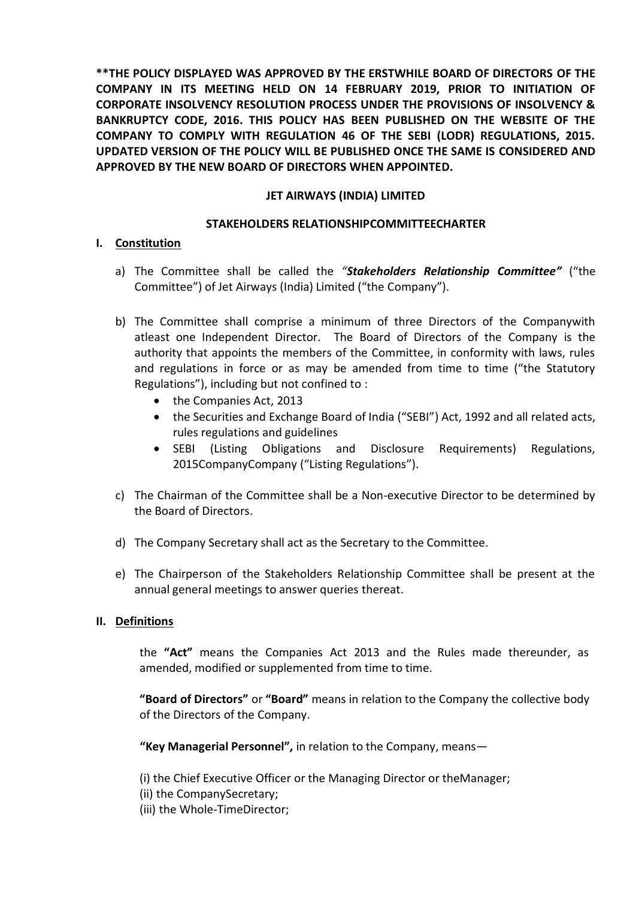**\*\*THE POLICY DISPLAYED WAS APPROVED BY THE ERSTWHILE BOARD OF DIRECTORS OF THE COMPANY IN ITS MEETING HELD ON 14 FEBRUARY 2019, PRIOR TO INITIATION OF CORPORATE INSOLVENCY RESOLUTION PROCESS UNDER THE PROVISIONS OF INSOLVENCY & BANKRUPTCY CODE, 2016. THIS POLICY HAS BEEN PUBLISHED ON THE WEBSITE OF THE COMPANY TO COMPLY WITH REGULATION 46 OF THE SEBI (LODR) REGULATIONS, 2015. UPDATED VERSION OF THE POLICY WILL BE PUBLISHED ONCE THE SAME IS CONSIDERED AND APPROVED BY THE NEW BOARD OF DIRECTORS WHEN APPOINTED.**

# JET AIRWAYS (INDIA) LIMITED

## STAKEHOLDERS RELATIONSHIPCOMMITTEECHARTER

### I. Constitution

a) The Committee shall be called the ***"Stakeholders Relationship Committee"*** ("the Committee") of Jet Airways (India) Limited ("the Company").

b) The Committee shall comprise a minimum of three Directors of the Companywith atleast one Independent Director. The Board of Directors of the Company is the authority that appoints the members of the Committee, in conformity with laws, rules and regulations in force or as may be amended from time to time ("the Statutory Regulations"), including but not confined to :

- the Companies Act, 2013
- the Securities and Exchange Board of India ("SEBI") Act, 1992 and all related acts, rules regulations and guidelines
- SEBI (Listing Obligations and Disclosure Requirements) Regulations, 2015CompanyCompany ("Listing Regulations").

c) The Chairman of the Committee shall be a Non-executive Director to be determined by the Board of Directors.

d) The Company Secretary shall act as the Secretary to the Committee.

e) The Chairperson of the Stakeholders Relationship Committee shall be present at the annual general meetings to answer queries thereat.

### II. Definitions

the **"Act"** means the Companies Act 2013 and the Rules made thereunder, as amended, modified or supplemented from time to time.

**"Board of Directors"** or **"Board"** means in relation to the Company the collective body of the Directors of the Company.

**"Key Managerial Personnel",** in relation to the Company, means—

(i) the Chief Executive Officer or the Managing Director or theManager;
(ii) the CompanySecretary;
(iii) the Whole-TimeDirector;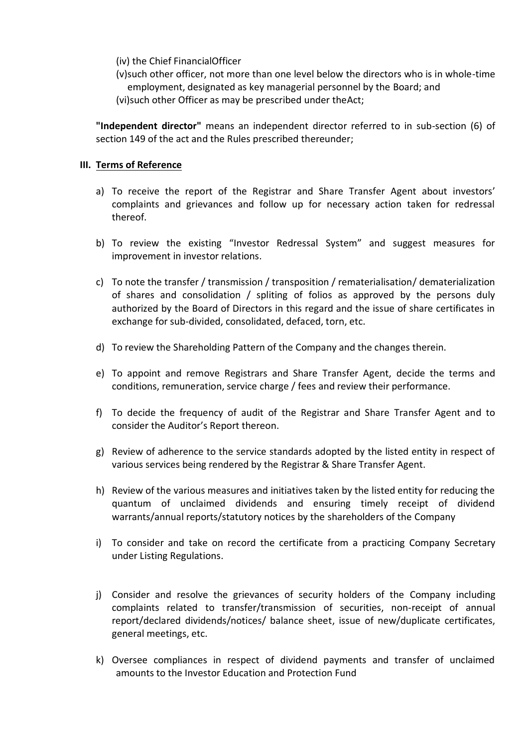(iv) the Chief FinancialOfficer

(v)such other officer, not more than one level below the directors who is in whole-time employment, designated as key managerial personnel by the Board; and

(vi)such other Officer as may be prescribed under theAct;

**"Independent director"** means an independent director referred to in sub-section (6) of section 149 of the act and the Rules prescribed thereunder;

### III. Terms of Reference

a) To receive the report of the Registrar and Share Transfer Agent about investors' complaints and grievances and follow up for necessary action taken for redressal thereof.

b) To review the existing "Investor Redressal System" and suggest measures for improvement in investor relations.

c) To note the transfer / transmission / transposition / rematerialisation/ dematerialization of shares and consolidation / spliting of folios as approved by the persons duly authorized by the Board of Directors in this regard and the issue of share certificates in exchange for sub-divided, consolidated, defaced, torn, etc.

d) To review the Shareholding Pattern of the Company and the changes therein.

e) To appoint and remove Registrars and Share Transfer Agent, decide the terms and conditions, remuneration, service charge / fees and review their performance.

f) To decide the frequency of audit of the Registrar and Share Transfer Agent and to consider the Auditor's Report thereon.

g) Review of adherence to the service standards adopted by the listed entity in respect of various services being rendered by the Registrar & Share Transfer Agent.

h) Review of the various measures and initiatives taken by the listed entity for reducing the quantum of unclaimed dividends and ensuring timely receipt of dividend warrants/annual reports/statutory notices by the shareholders of the Company

i) To consider and take on record the certificate from a practicing Company Secretary under Listing Regulations.

j) Consider and resolve the grievances of security holders of the Company including complaints related to transfer/transmission of securities, non-receipt of annual report/declared dividends/notices/ balance sheet, issue of new/duplicate certificates, general meetings, etc.

k) Oversee compliances in respect of dividend payments and transfer of unclaimed amounts to the Investor Education and Protection Fund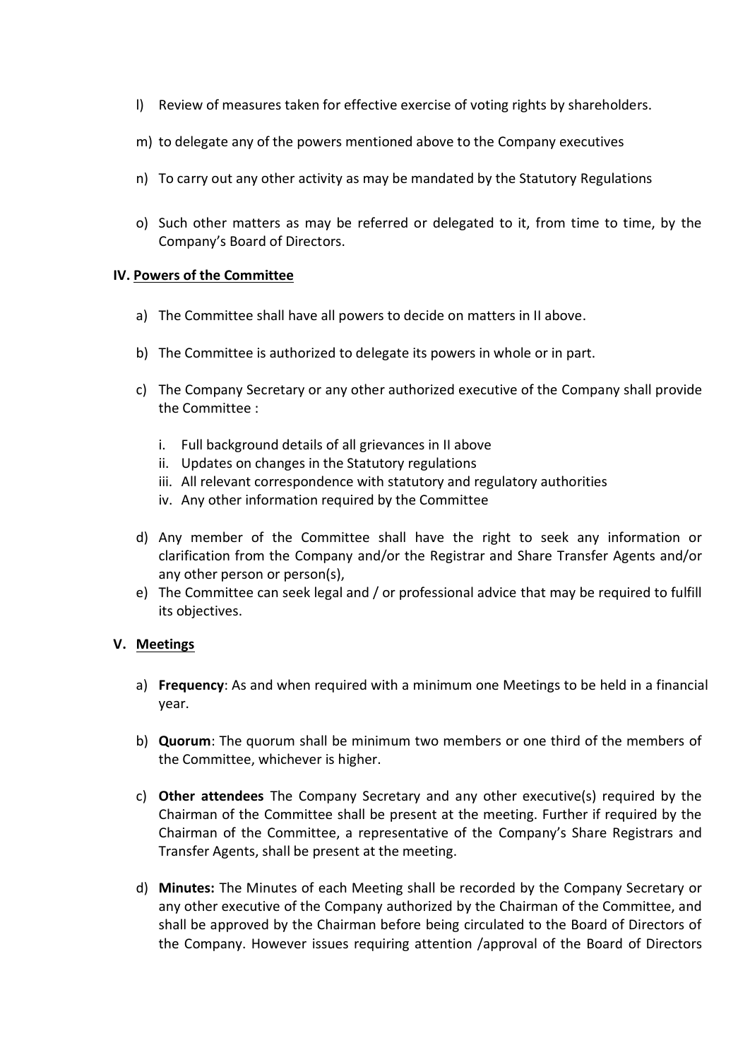l) Review of measures taken for effective exercise of voting rights by shareholders.

m) to delegate any of the powers mentioned above to the Company executives

n) To carry out any other activity as may be mandated by the Statutory Regulations

o) Such other matters as may be referred or delegated to it, from time to time, by the Company's Board of Directors.

## IV. Powers of the Committee

a) The Committee shall have all powers to decide on matters in II above.

b) The Committee is authorized to delegate its powers in whole or in part.

c) The Company Secretary or any other authorized executive of the Company shall provide the Committee :

   i. Full background details of all grievances in II above
   ii. Updates on changes in the Statutory regulations
   iii. All relevant correspondence with statutory and regulatory authorities
   iv. Any other information required by the Committee

d) Any member of the Committee shall have the right to seek any information or clarification from the Company and/or the Registrar and Share Transfer Agents and/or any other person or person(s),

e) The Committee can seek legal and / or professional advice that may be required to fulfill its objectives.

## V. Meetings

a) **Frequency**: As and when required with a minimum one Meetings to be held in a financial year.

b) **Quorum**: The quorum shall be minimum two members or one third of the members of the Committee, whichever is higher.

c) **Other attendees** The Company Secretary and any other executive(s) required by the Chairman of the Committee shall be present at the meeting. Further if required by the Chairman of the Committee, a representative of the Company's Share Registrars and Transfer Agents, shall be present at the meeting.

d) **Minutes:** The Minutes of each Meeting shall be recorded by the Company Secretary or any other executive of the Company authorized by the Chairman of the Committee, and shall be approved by the Chairman before being circulated to the Board of Directors of the Company. However issues requiring attention /approval of the Board of Directors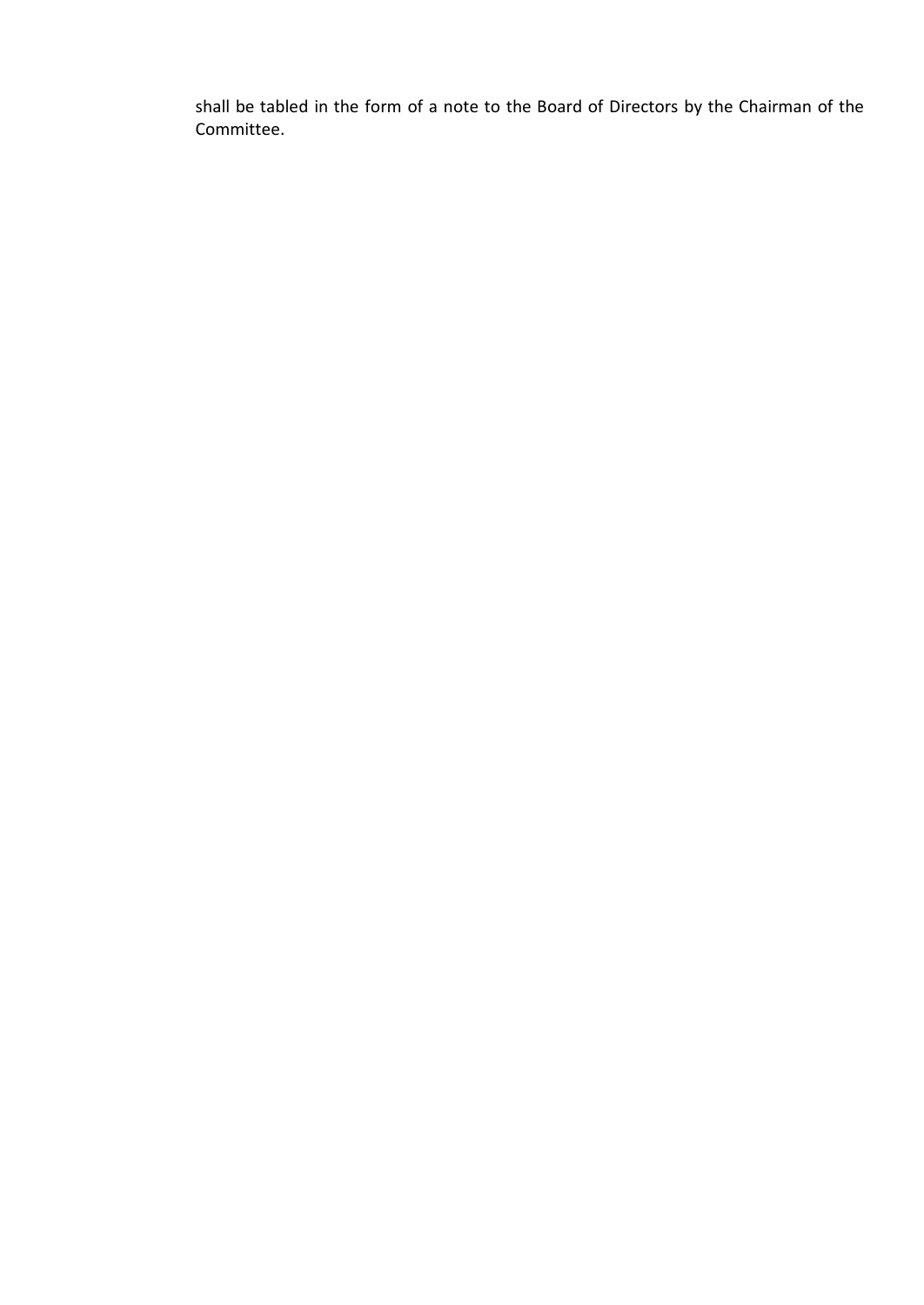shall be tabled in the form of a note to the Board of Directors by the Chairman of the Committee.